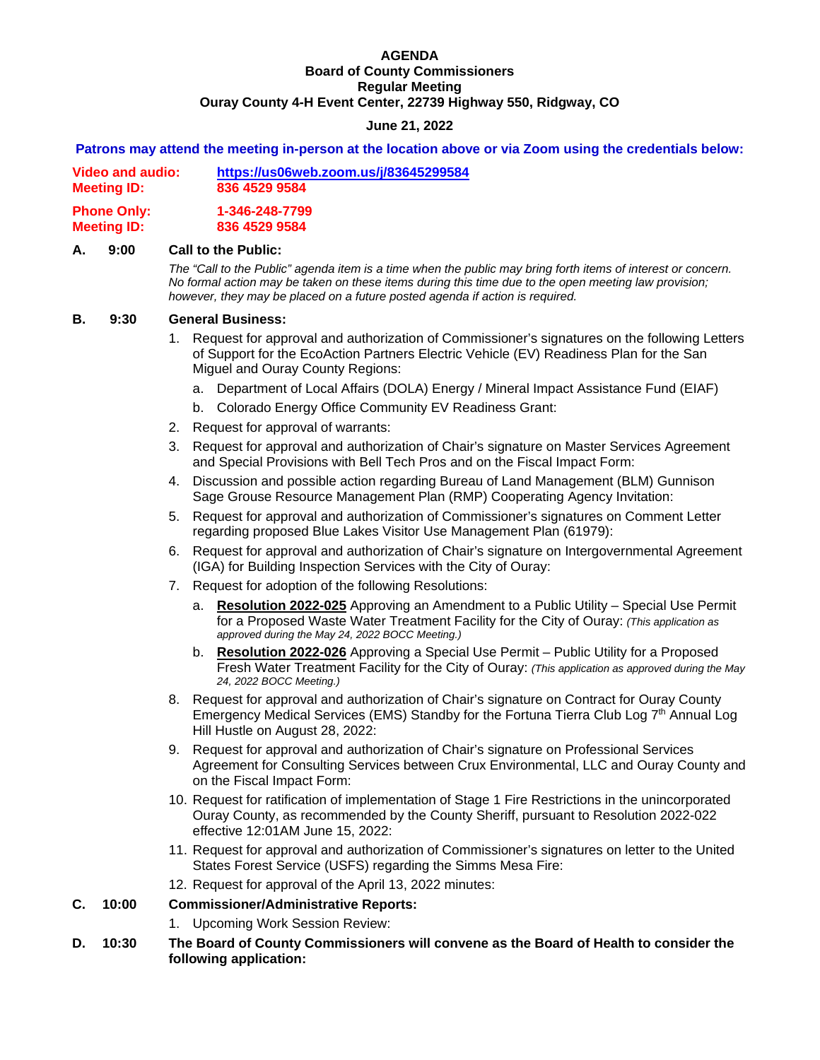**AGENDA**
**Board of County Commissioners**
**Regular Meeting**
**Ouray County 4-H Event Center, 22739 Highway 550, Ridgway, CO**

**June 21, 2022**

**Patrons may attend the meeting in-person at the location above or via Zoom using the credentials below:**

**Video and audio:** **https://us06web.zoom.us/j/83645299584**
**Meeting ID:** **836 4529 9584**

**Phone Only:** **1-346-248-7799**
**Meeting ID:** **836 4529 9584**

**A. 9:00 Call to the Public:**

*The "Call to the Public" agenda item is a time when the public may bring forth items of interest or concern. No formal action may be taken on these items during this time due to the open meeting law provision; however, they may be placed on a future posted agenda if action is required.*

**B. 9:30 General Business:**

1. Request for approval and authorization of Commissioner's signatures on the following Letters of Support for the EcoAction Partners Electric Vehicle (EV) Readiness Plan for the San Miguel and Ouray County Regions:
   a. Department of Local Affairs (DOLA) Energy / Mineral Impact Assistance Fund (EIAF)
   b. Colorado Energy Office Community EV Readiness Grant:
2. Request for approval of warrants:
3. Request for approval and authorization of Chair's signature on Master Services Agreement and Special Provisions with Bell Tech Pros and on the Fiscal Impact Form:
4. Discussion and possible action regarding Bureau of Land Management (BLM) Gunnison Sage Grouse Resource Management Plan (RMP) Cooperating Agency Invitation:
5. Request for approval and authorization of Commissioner's signatures on Comment Letter regarding proposed Blue Lakes Visitor Use Management Plan (61979):
6. Request for approval and authorization of Chair's signature on Intergovernmental Agreement (IGA) for Building Inspection Services with the City of Ouray:
7. Request for adoption of the following Resolutions:
   a. **Resolution 2022-025** Approving an Amendment to a Public Utility – Special Use Permit for a Proposed Waste Water Treatment Facility for the City of Ouray: *(This application as approved during the May 24, 2022 BOCC Meeting.)*
   b. **Resolution 2022-026** Approving a Special Use Permit – Public Utility for a Proposed Fresh Water Treatment Facility for the City of Ouray: *(This application as approved during the May 24, 2022 BOCC Meeting.)*
8. Request for approval and authorization of Chair's signature on Contract for Ouray County Emergency Medical Services (EMS) Standby for the Fortuna Tierra Club Log 7th Annual Log Hill Hustle on August 28, 2022:
9. Request for approval and authorization of Chair's signature on Professional Services Agreement for Consulting Services between Crux Environmental, LLC and Ouray County and on the Fiscal Impact Form:
10. Request for ratification of implementation of Stage 1 Fire Restrictions in the unincorporated Ouray County, as recommended by the County Sheriff, pursuant to Resolution 2022-022 effective 12:01AM June 15, 2022:
11. Request for approval and authorization of Commissioner's signatures on letter to the United States Forest Service (USFS) regarding the Simms Mesa Fire:
12. Request for approval of the April 13, 2022 minutes:

**C. 10:00 Commissioner/Administrative Reports:**

1. Upcoming Work Session Review:

**D. 10:30 The Board of County Commissioners will convene as the Board of Health to consider the following application:**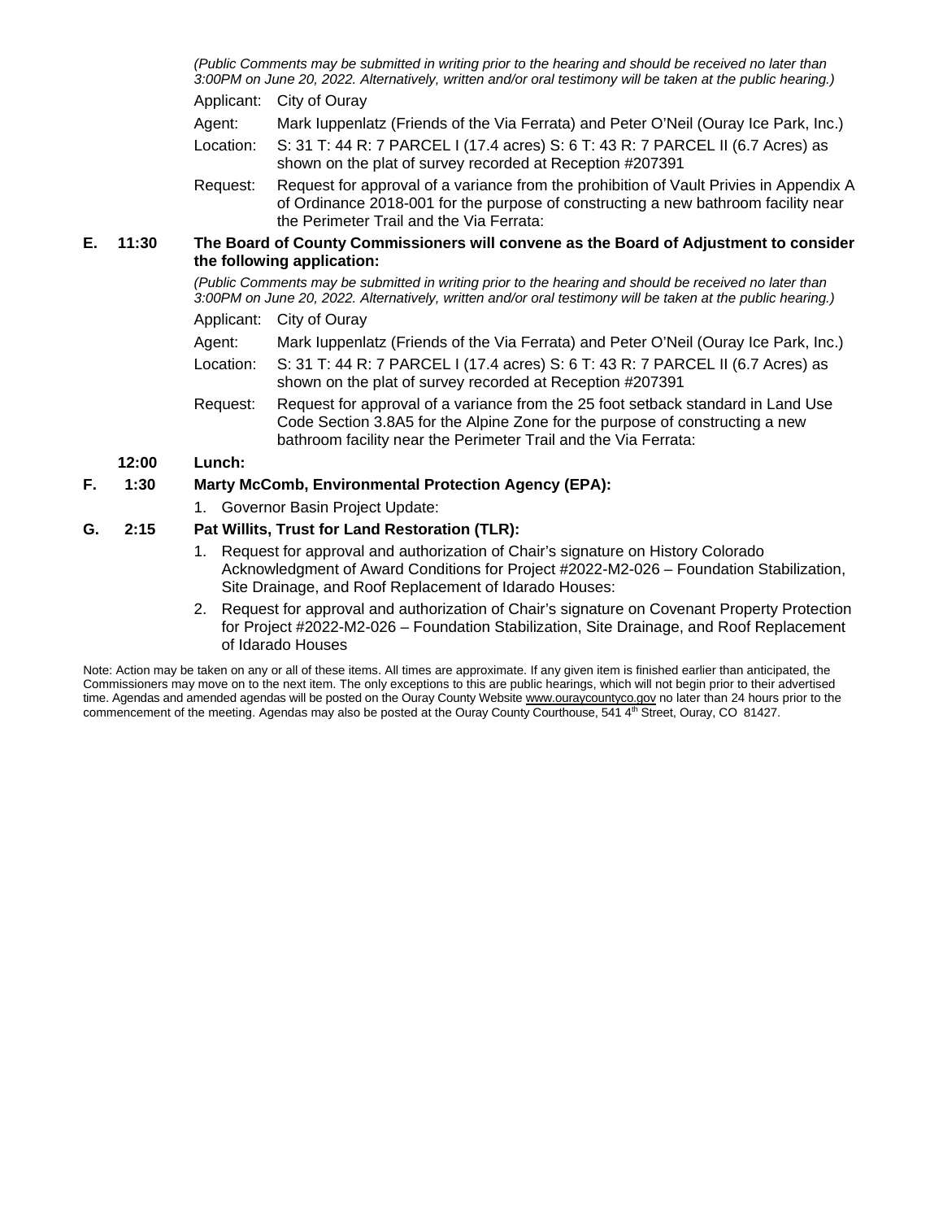*(Public Comments may be submitted in writing prior to the hearing and should be received no later than 3:00PM on June 20, 2022. Alternatively, written and/or oral testimony will be taken at the public hearing.)*

Applicant: City of Ouray

Agent: Mark Iuppenlatz (Friends of the Via Ferrata) and Peter O'Neil (Ouray Ice Park, Inc.)

Location: S: 31 T: 44 R: 7 PARCEL I (17.4 acres) S: 6 T: 43 R: 7 PARCEL II (6.7 Acres) as shown on the plat of survey recorded at Reception #207391

Request: Request for approval of a variance from the prohibition of Vault Privies in Appendix A of Ordinance 2018-001 for the purpose of constructing a new bathroom facility near the Perimeter Trail and the Via Ferrata:

**E. 11:30 The Board of County Commissioners will convene as the Board of Adjustment to consider the following application:**

*(Public Comments may be submitted in writing prior to the hearing and should be received no later than 3:00PM on June 20, 2022. Alternatively, written and/or oral testimony will be taken at the public hearing.)*

Applicant: City of Ouray

Agent: Mark Iuppenlatz (Friends of the Via Ferrata) and Peter O'Neil (Ouray Ice Park, Inc.)

Location: S: 31 T: 44 R: 7 PARCEL I (17.4 acres) S: 6 T: 43 R: 7 PARCEL II (6.7 Acres) as shown on the plat of survey recorded at Reception #207391

Request: Request for approval of a variance from the 25 foot setback standard in Land Use Code Section 3.8A5 for the Alpine Zone for the purpose of constructing a new bathroom facility near the Perimeter Trail and the Via Ferrata:

**12:00 Lunch:**

**F. 1:30 Marty McComb, Environmental Protection Agency (EPA):**

1. Governor Basin Project Update:

**G. 2:15 Pat Willits, Trust for Land Restoration (TLR):**

1. Request for approval and authorization of Chair's signature on History Colorado Acknowledgment of Award Conditions for Project #2022-M2-026 – Foundation Stabilization, Site Drainage, and Roof Replacement of Idarado Houses:
2. Request for approval and authorization of Chair's signature on Covenant Property Protection for Project #2022-M2-026 – Foundation Stabilization, Site Drainage, and Roof Replacement of Idarado Houses

Note: Action may be taken on any or all of these items. All times are approximate. If any given item is finished earlier than anticipated, the Commissioners may move on to the next item. The only exceptions to this are public hearings, which will not begin prior to their advertised time. Agendas and amended agendas will be posted on the Ouray County Website www.ouraycountyco.gov no later than 24 hours prior to the commencement of the meeting. Agendas may also be posted at the Ouray County Courthouse, 541 4th Street, Ouray, CO 81427.